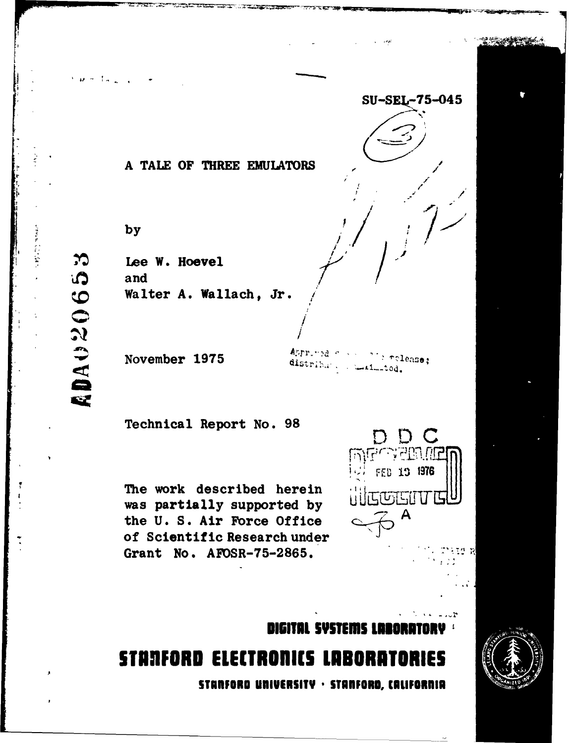SU-SEL-75-045

# A TALE OF THREE EMULATORS

by

Lee W. Hoevel
and
Walter A. Wallach, Jr.

November 1975

Approved for public release; distribution unlimited.

ADA020653

Technical Report No. 98

The work described herein was partially supported by the U. S. Air Force Office of Scientific Research under Grant No. AFOSR-75-2865.

DDC
FEB 13 1976
A

**DIGITAL SYSTEMS LABORATORY**

## STANFORD ELECTRONICS LABORATORIES

**STANFORD UNIVERSITY · STANFORD, CALIFORNIA**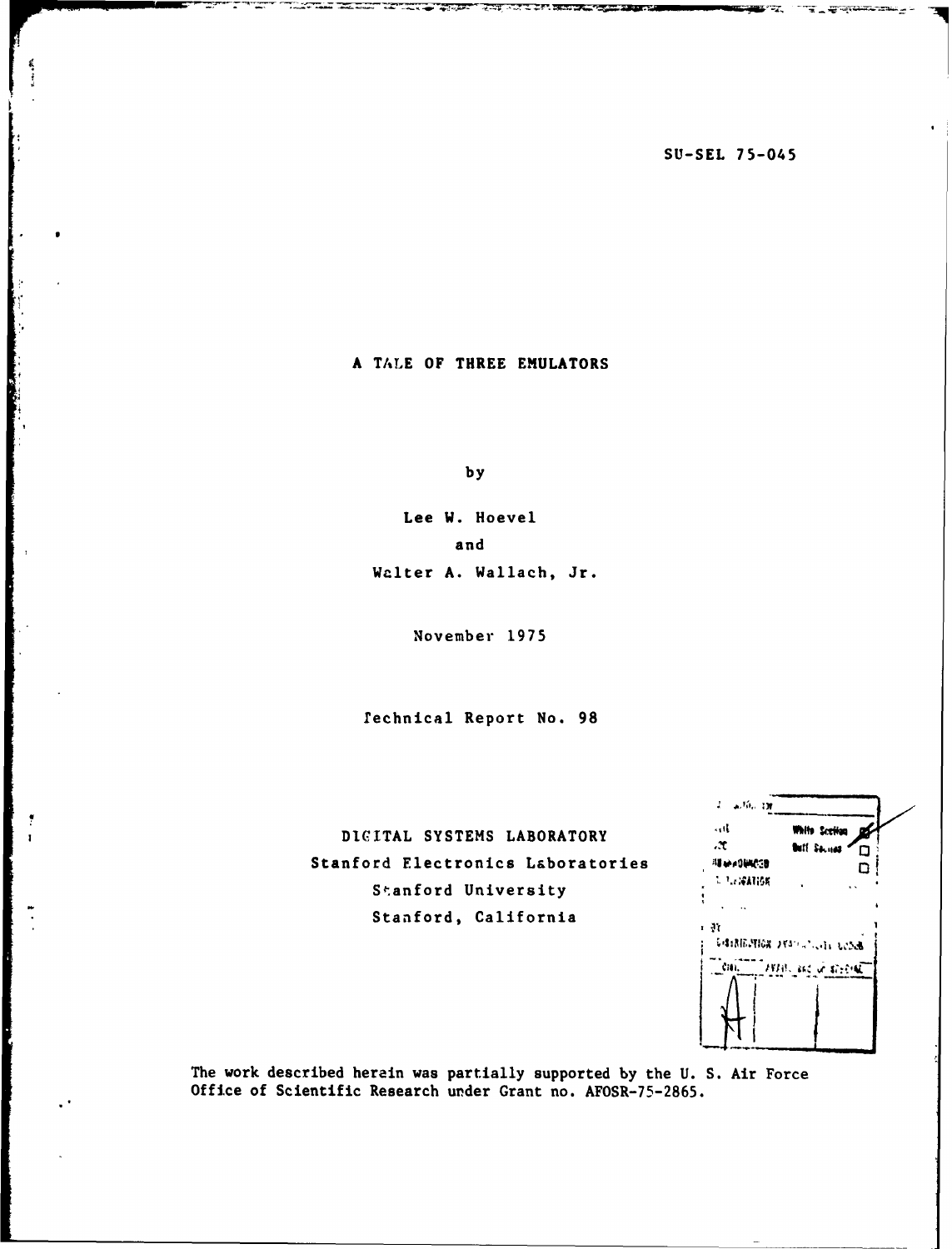SU-SEL 75-045

# A TALE OF THREE EMULATORS

by

Lee W. Hoevel

and

Walter A. Wallach, Jr.

November 1975

Technical Report No. 98

DIGITAL SYSTEMS LABORATORY
Stanford Electronics Laboratories
Stanford University
Stanford, California

The work described herein was partially supported by the U. S. Air Force Office of Scientific Research under Grant no. AFOSR-75-2865.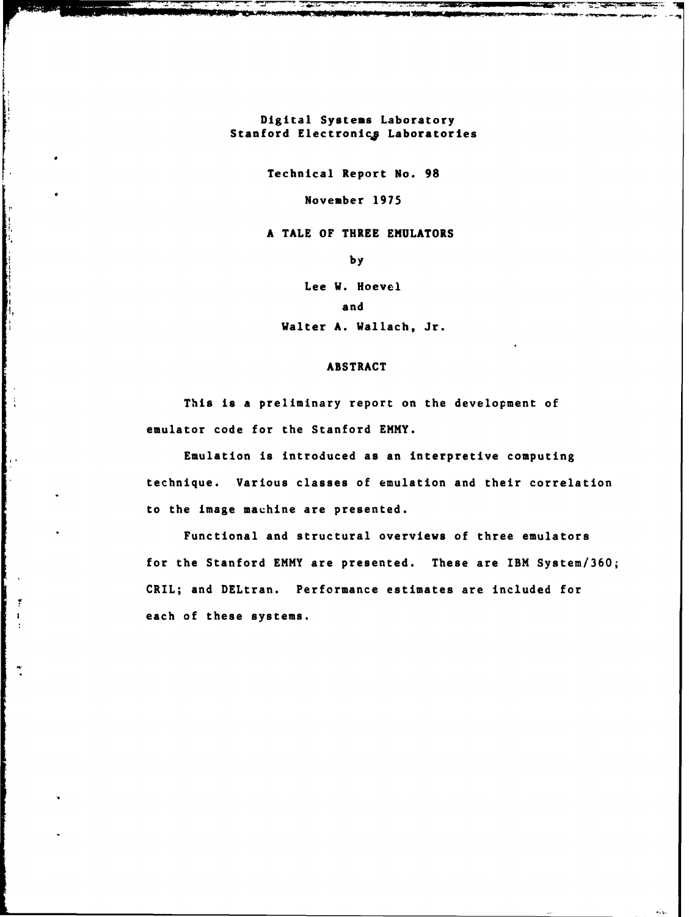Digital Systems Laboratory
Stanford Electronics Laboratories

Technical Report No. 98

November 1975

# A TALE OF THREE EMULATORS

by

Lee W. Hoevel

and

Walter A. Wallach, Jr.

## ABSTRACT

This is a preliminary report on the development of emulator code for the Stanford EMMY.

Emulation is introduced as an interpretive computing technique. Various classes of emulation and their correlation to the image machine are presented.

Functional and structural overviews of three emulators for the Stanford EMMY are presented. These are IBM System/360; CRIL; and DELtran. Performance estimates are included for each of these systems.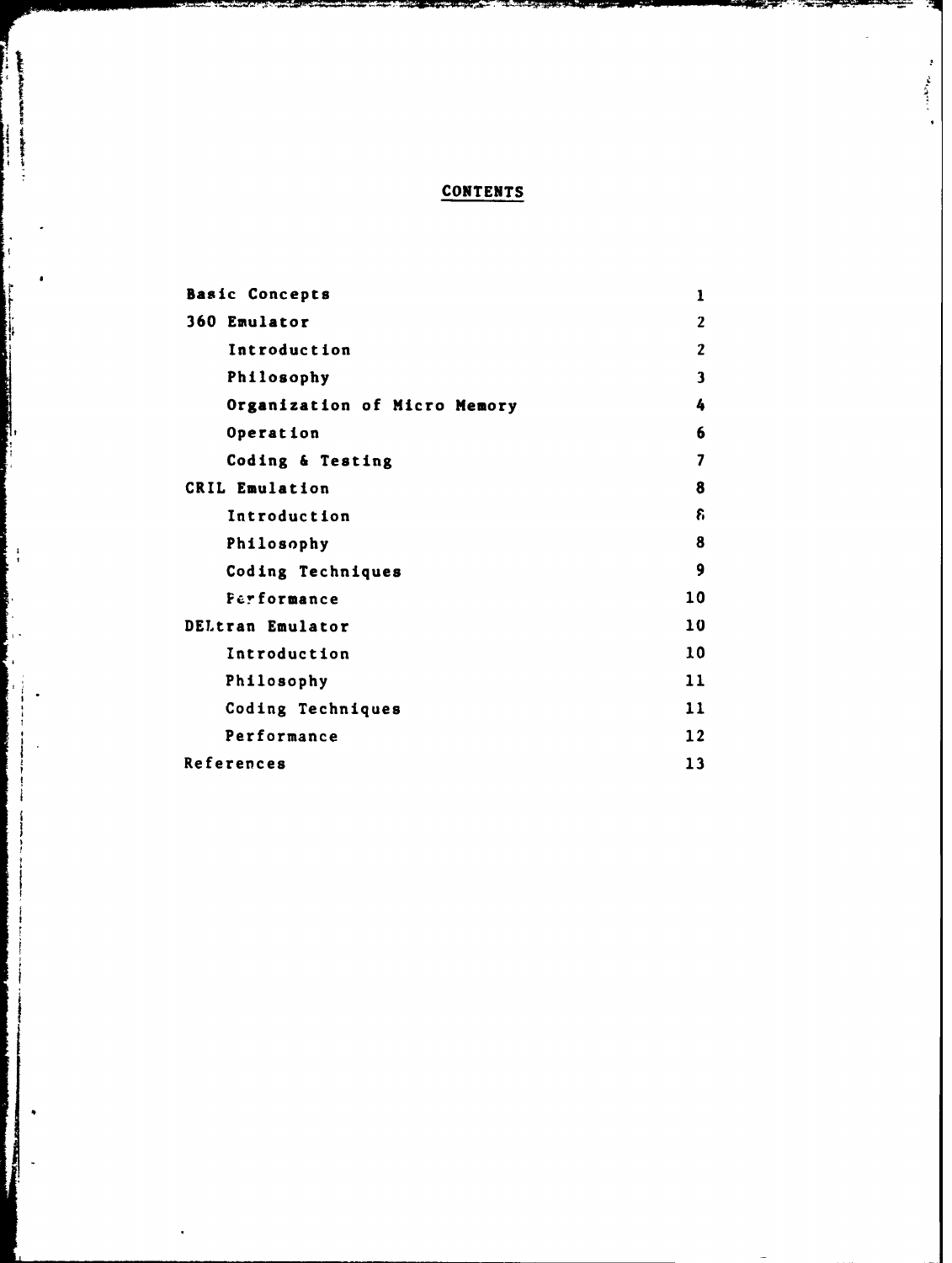# CONTENTS

| | |
|---|---|
| Basic Concepts | 1 |
| 360 Emulator | 2 |
| &nbsp;&nbsp;&nbsp;&nbsp;Introduction | 2 |
| &nbsp;&nbsp;&nbsp;&nbsp;Philosophy | 3 |
| &nbsp;&nbsp;&nbsp;&nbsp;Organization of Micro Memory | 4 |
| &nbsp;&nbsp;&nbsp;&nbsp;Operation | 6 |
| &nbsp;&nbsp;&nbsp;&nbsp;Coding & Testing | 7 |
| CRIL Emulation | 8 |
| &nbsp;&nbsp;&nbsp;&nbsp;Introduction | 8 |
| &nbsp;&nbsp;&nbsp;&nbsp;Philosophy | 8 |
| &nbsp;&nbsp;&nbsp;&nbsp;Coding Techniques | 9 |
| &nbsp;&nbsp;&nbsp;&nbsp;Performance | 10 |
| DELtran Emulator | 10 |
| &nbsp;&nbsp;&nbsp;&nbsp;Introduction | 10 |
| &nbsp;&nbsp;&nbsp;&nbsp;Philosophy | 11 |
| &nbsp;&nbsp;&nbsp;&nbsp;Coding Techniques | 11 |
| &nbsp;&nbsp;&nbsp;&nbsp;Performance | 12 |
| References | 13 |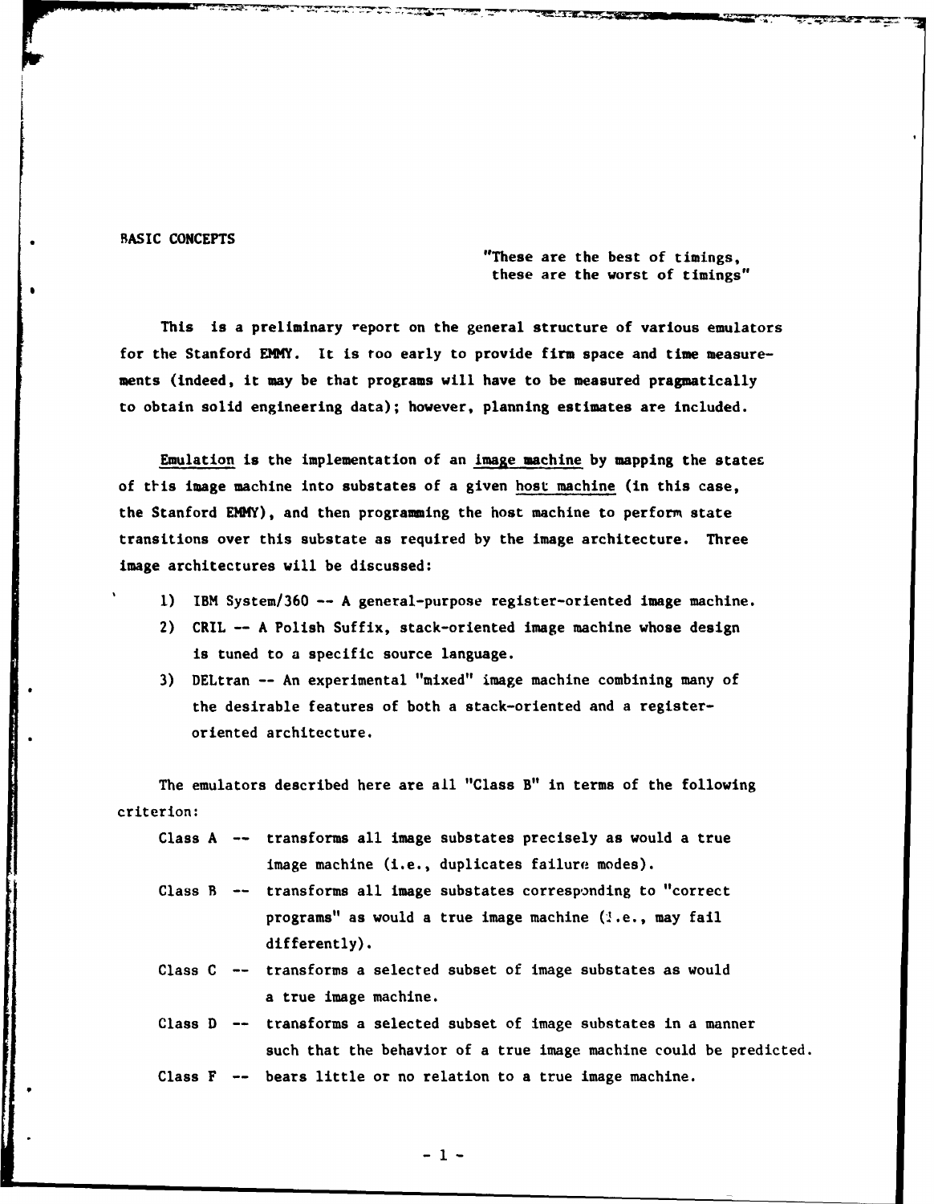## BASIC CONCEPTS

> "These are the best of timings,
> these are the worst of timings"

This is a preliminary report on the general structure of various emulators for the Stanford EMMY. It is too early to provide firm space and time measurements (indeed, it may be that programs will have to be measured pragmatically to obtain solid engineering data); however, planning estimates are included.

Emulation is the implementation of an image machine by mapping the states of this image machine into substates of a given host machine (in this case, the Stanford EMMY), and then programming the host machine to perform state transitions over this substate as required by the image architecture. Three image architectures will be discussed:

1) IBM System/360 -- A general-purpose register-oriented image machine.
2) CRIL -- A Polish Suffix, stack-oriented image machine whose design is tuned to a specific source language.
3) DELtran -- An experimental "mixed" image machine combining many of the desirable features of both a stack-oriented and a register-oriented architecture.

The emulators described here are all "Class B" in terms of the following criterion:

- Class A -- transforms all image substates precisely as would a true image machine (i.e., duplicates failure modes).
- Class B -- transforms all image substates corresponding to "correct programs" as would a true image machine (i.e., may fail differently).
- Class C -- transforms a selected subset of image substates as would a true image machine.
- Class D -- transforms a selected subset of image substates in a manner such that the behavior of a true image machine could be predicted.
- Class F -- bears little or no relation to a true image machine.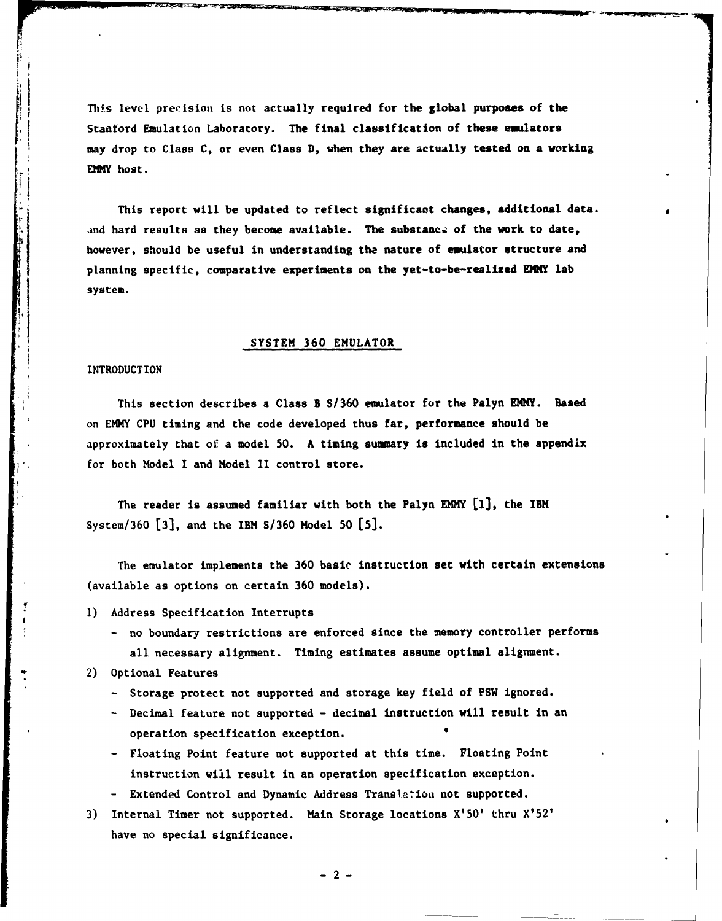This level precision is not actually required for the global purposes of the Stanford Emulation Laboratory. The final classification of these emulators may drop to Class C, or even Class D, when they are actually tested on a working EMMY host.

This report will be updated to reflect significant changes, additional data, and hard results as they become available. The substance of the work to date, however, should be useful in understanding the nature of emulator structure and planning specific, comparative experiments on the yet-to-be-realized EMMY lab system.

## SYSTEM 360 EMULATOR

### INTRODUCTION

This section describes a Class B S/360 emulator for the Palyn EMMY. Based on EMMY CPU timing and the code developed thus far, performance should be approximately that of a model 50. A timing summary is included in the appendix for both Model I and Model II control store.

The reader is assumed familiar with both the Palyn EMMY [1], the IBM System/360 [3], and the IBM S/360 Model 50 [5].

The emulator implements the 360 basic instruction set with certain extensions (available as options on certain 360 models).

1) Address Specification Interrupts
   - no boundary restrictions are enforced since the memory controller performs all necessary alignment. Timing estimates assume optimal alignment.
2) Optional Features
   - Storage protect not supported and storage key field of PSW ignored.
   - Decimal feature not supported - decimal instruction will result in an operation specification exception.
   - Floating Point feature not supported at this time. Floating Point instruction will result in an operation specification exception.
   - Extended Control and Dynamic Address Translation not supported.
3) Internal Timer not supported. Main Storage locations X'50' thru X'52' have no special significance.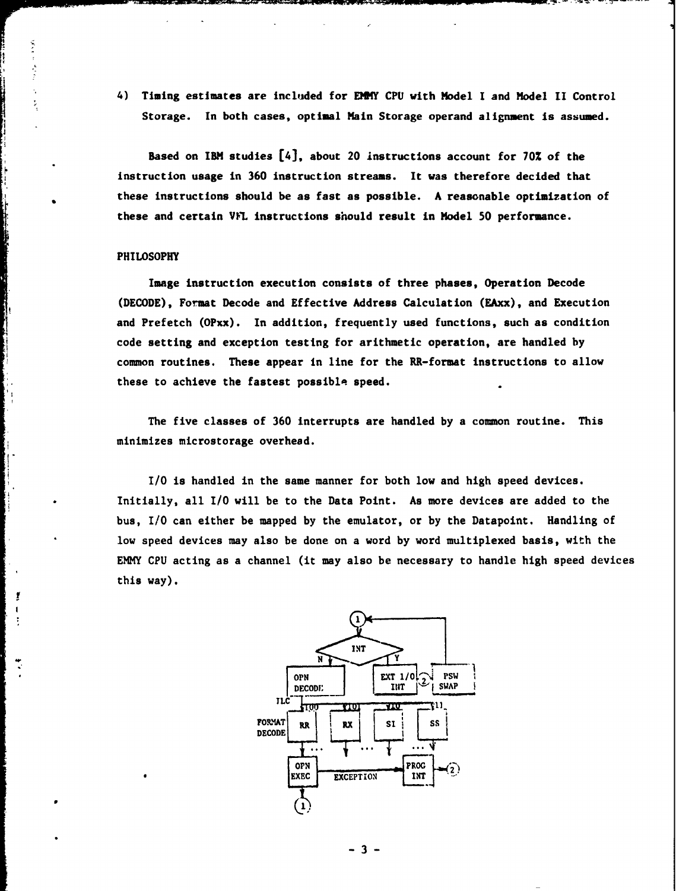4) Timing estimates are included for EMMY CPU with Model I and Model II Control Storage. In both cases, optimal Main Storage operand alignment is assumed.

Based on IBM studies [4], about 20 instructions account for 70% of the instruction usage in 360 instruction streams. It was therefore decided that these instructions should be as fast as possible. A reasonable optimization of these and certain VFL instructions should result in Model 50 performance.

## PHILOSOPHY

Image instruction execution consists of three phases, Operation Decode (DECODE), Format Decode and Effective Address Calculation (EAxx), and Execution and Prefetch (OPxx). In addition, frequently used functions, such as condition code setting and exception testing for arithmetic operation, are handled by common routines. These appear in line for the RR-format instructions to allow these to achieve the fastest possible speed.

The five classes of 360 interrupts are handled by a common routine. This minimizes microstorage overhead.

I/O is handled in the same manner for both low and high speed devices. Initially, all I/O will be to the Data Point. As more devices are added to the bus, I/O can either be mapped by the emulator, or by the Datapoint. Handling of low speed devices may also be done on a word by word multiplexed basis, with the EMMY CPU acting as a channel (it may also be necessary to handle high speed devices this way).

```
              (1)<-------------------------+
               |                           |
             < INT >                       |
            N /   \ Y                      |
   +--------+      +---------+   +------+  |
   | OPN    |      | EXT I/O |(2)| PSW  |--+
   | DECODE |      | INT     |-->| SWAP |
   +--------+      +---------+   +------+
 ILC   |
   +---+-----+-----+-----+
   |00 |01   |10   |11
 FORMAT
 DECODE
 +----+ +----+ +----+ +----+
 | RR | | RX | | SI | | SS |
 +----+ +----+ +----+ +----+
   |  ...  |  ...  |  ... |
 +------+              +------+
 | OPN  |  EXCEPTION   | PROG |
 | EXEC |------------->| INT  |--> (2)
 +------+              +------+
   |
  (1)
```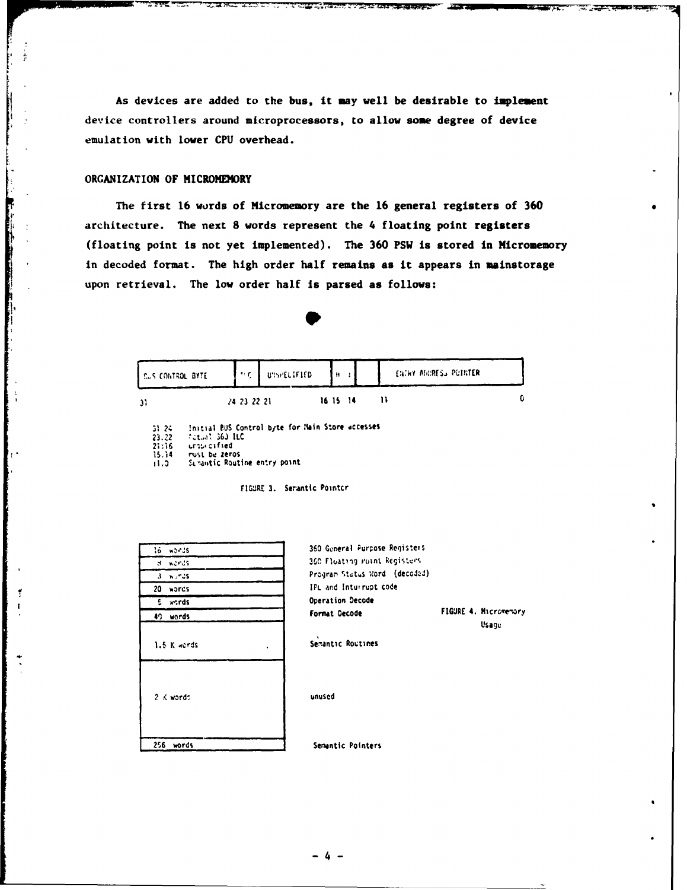As devices are added to the bus, it may well be desirable to implement device controllers around microprocessors, to allow some degree of device emulation with lower CPU overhead.

## ORGANIZATION OF MICROMEMORY

The first 16 words of Micromemory are the 16 general registers of 360 architecture. The next 8 words represent the 4 floating point registers (floating point is not yet implemented). The 360 PSW is stored in Micromemory in decoded format. The high order half remains as it appears in mainstorage upon retrieval. The low order half is parsed as follows:

| BUS CONTROL BYTE | ILC | UNSPECIFIED | M | | ENTRY ADDRESS POINTER |
|---|---|---|---|---|---|
| 31 | 24 23 22 | 21 | 16 15 14 | | 11 0 |

- 31-24 Initial BUS Control byte for Main Store accesses
- 23-22 Actual 360 ILC
- 21-16 unspecified
- 15-14 must be zeros
- 11-0 Semantic Routine entry point

FIGURE 3. Semantic Pointer

| Size | Usage |
|---|---|
| 16 words | 360 General Purpose Registers |
| 8 words | 360 Floating Point Registers |
| 3 words | Program Status Word (decoded) |
| 20 words | IPL and Interrupt code |
| 5 words | Operation Decode |
| 40 words | Format Decode |
| 1.5 K words | Semantic Routines |
| 2 K words | unused |
| 256 words | Semantic Pointers |

FIGURE 4. Micromemory Usage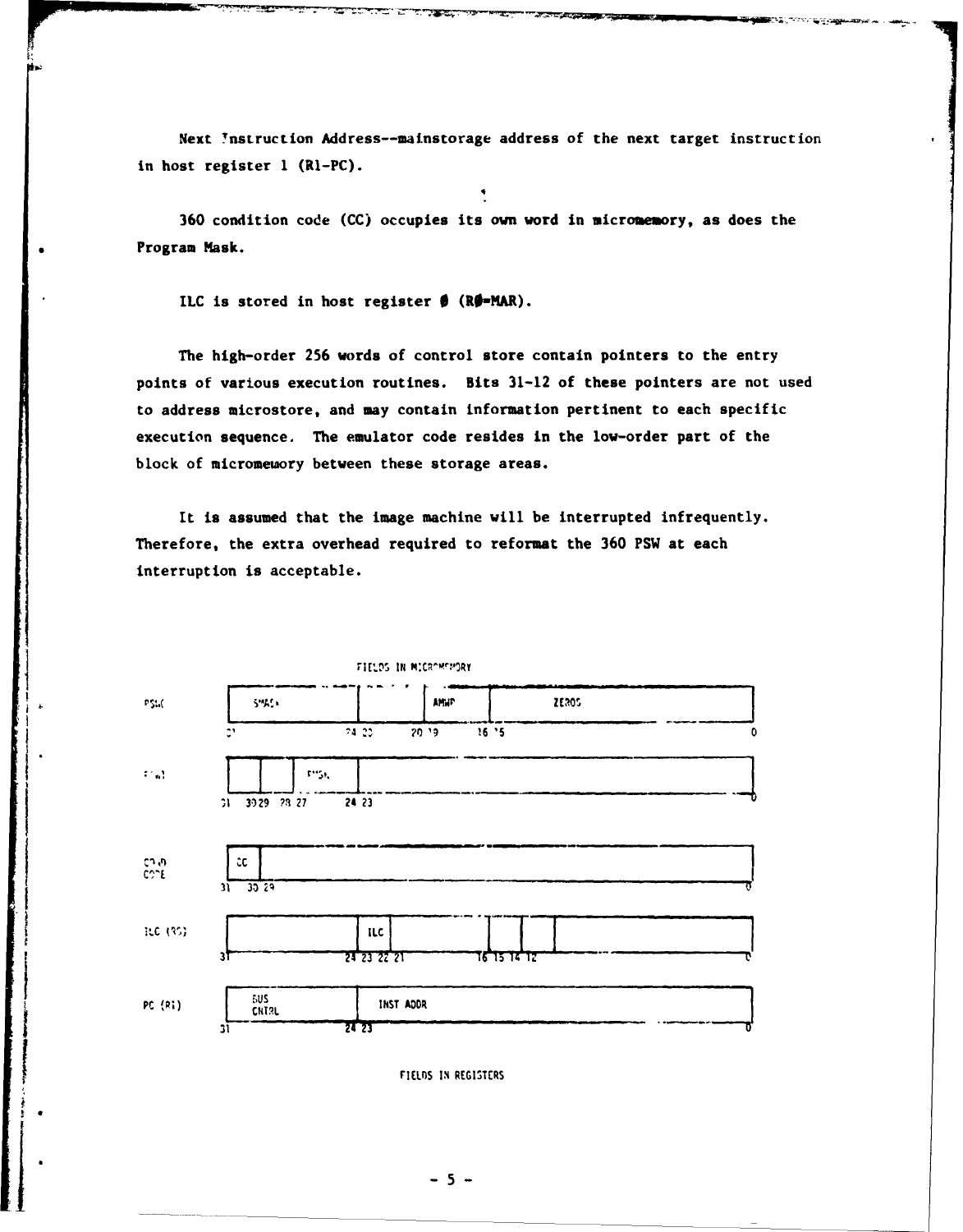Next Instruction Address--mainstorage address of the next target instruction in host register 1 (R1-PC).

360 condition code (CC) occupies its own word in micromemory, as does the Program Mask.

ILC is stored in host register Ø (RØ=MAR).

The high-order 256 words of control store contain pointers to the entry points of various execution routines. Bits 31-12 of these pointers are not used to address microstore, and may contain information pertinent to each specific execution sequence. The emulator code resides in the low-order part of the block of micromemory between these storage areas.

It is assumed that the image machine will be interrupted infrequently. Therefore, the extra overhead required to reformat the 360 PSW at each interruption is acceptable.

FIELDS IN MICROMEMORY

| Field | Layout |
|---|---|
| PSWC | SMASK (bits 31–24), (bits 23–20), AMWP (bits 19–16), ZEROS (bits 15–0) |
| PGWD | (bit 31–30), (bits 29–28), PMSK (bits 27–24), (bits 23–0) |
| COND CODE | CC (bits 31–30), (bits 29–0) |

FIELDS IN REGISTERS

| Field | Layout |
|---|---|
| ILC (R0) | (bits 31–24), ILC (bits 23–22), (bits 21–16), (bit 15), (bit 14), (bits 12–0) |
| PC (R1) | BUS CNTRL (bits 31–24), INST ADDR (bits 23–0) |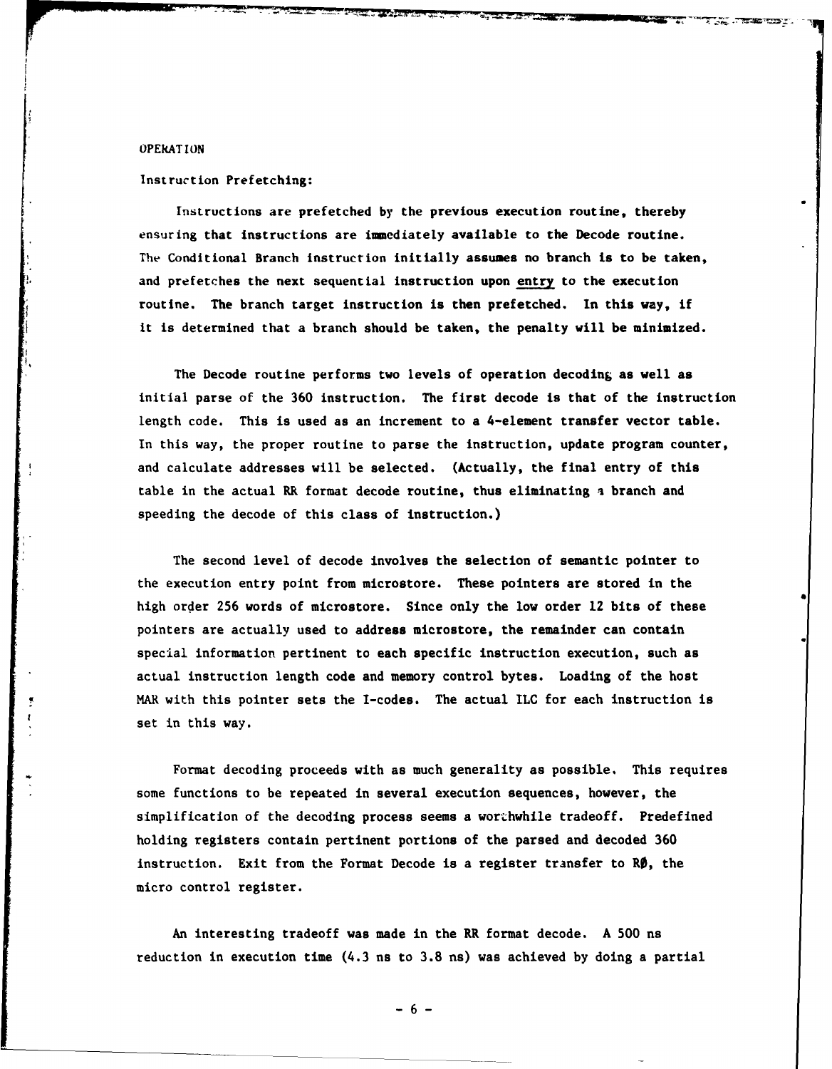## OPERATION

### Instruction Prefetching:

Instructions are prefetched by the previous execution routine, thereby ensuring that instructions are immediately available to the Decode routine. The Conditional Branch instruction initially assumes no branch is to be taken, and prefetches the next sequential instruction upon <u>entry</u> to the execution routine. The branch target instruction is then prefetched. In this way, if it is determined that a branch should be taken, the penalty will be minimized.

The Decode routine performs two levels of operation decoding as well as initial parse of the 360 instruction. The first decode is that of the instruction length code. This is used as an increment to a 4-element transfer vector table. In this way, the proper routine to parse the instruction, update program counter, and calculate addresses will be selected. (Actually, the final entry of this table in the actual RR format decode routine, thus eliminating a branch and speeding the decode of this class of instruction.)

The second level of decode involves the selection of semantic pointer to the execution entry point from microstore. These pointers are stored in the high order 256 words of microstore. Since only the low order 12 bits of these pointers are actually used to address microstore, the remainder can contain special information pertinent to each specific instruction execution, such as actual instruction length code and memory control bytes. Loading of the host MAR with this pointer sets the I-codes. The actual ILC for each instruction is set in this way.

Format decoding proceeds with as much generality as possible. This requires some functions to be repeated in several execution sequences, however, the simplification of the decoding process seems a worthwhile tradeoff. Predefined holding registers contain pertinent portions of the parsed and decoded 360 instruction. Exit from the Format Decode is a register transfer to RØ, the micro control register.

An interesting tradeoff was made in the RR format decode. A 500 ns reduction in execution time (4.3 ns to 3.8 ns) was achieved by doing a partial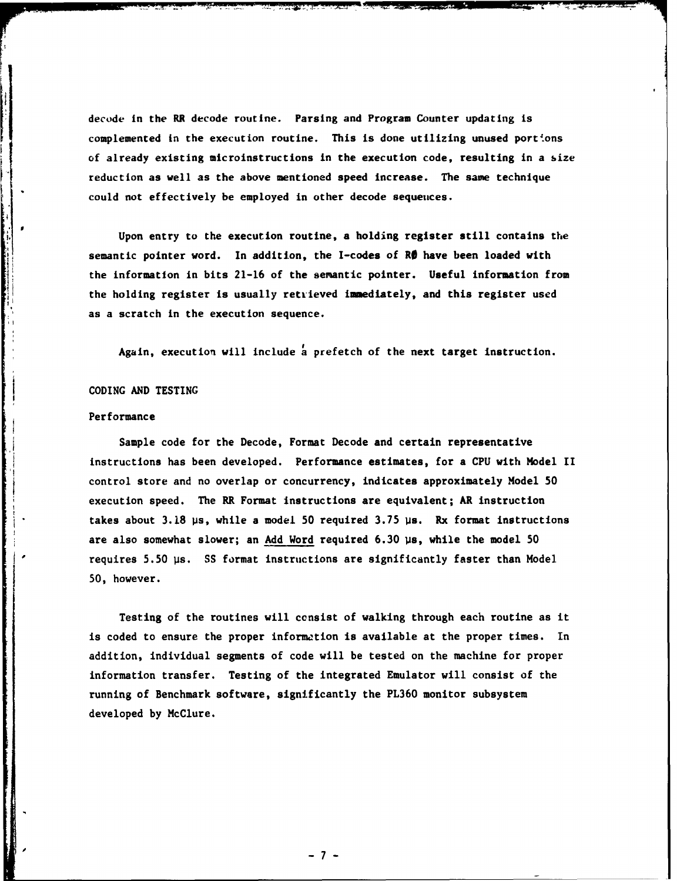decode in the RR decode routine. Parsing and Program Counter updating is complemented in the execution routine. This is done utilizing unused portions of already existing microinstructions in the execution code, resulting in a size reduction as well as the above mentioned speed increase. The same technique could not effectively be employed in other decode sequences.

Upon entry to the execution routine, a holding register still contains the semantic pointer word. In addition, the I-codes of RØ have been loaded with the information in bits 21-16 of the semantic pointer. Useful information from the holding register is usually retrieved immediately, and this register used as a scratch in the execution sequence.

Again, execution will include a prefetch of the next target instruction.

## CODING AND TESTING

### Performance

Sample code for the Decode, Format Decode and certain representative instructions has been developed. Performance estimates, for a CPU with Model II control store and no overlap or concurrency, indicates approximately Model 50 execution speed. The RR Format instructions are equivalent; AR instruction takes about 3.18 μs, while a model 50 required 3.75 μs. Rx format instructions are also somewhat slower; an Add Word required 6.30 μs, while the model 50 requires 5.50 μs. SS format instructions are significantly faster than Model 50, however.

Testing of the routines will consist of walking through each routine as it is coded to ensure the proper information is available at the proper times. In addition, individual segments of code will be tested on the machine for proper information transfer. Testing of the integrated Emulator will consist of the running of Benchmark software, significantly the PL360 monitor subsystem developed by McClure.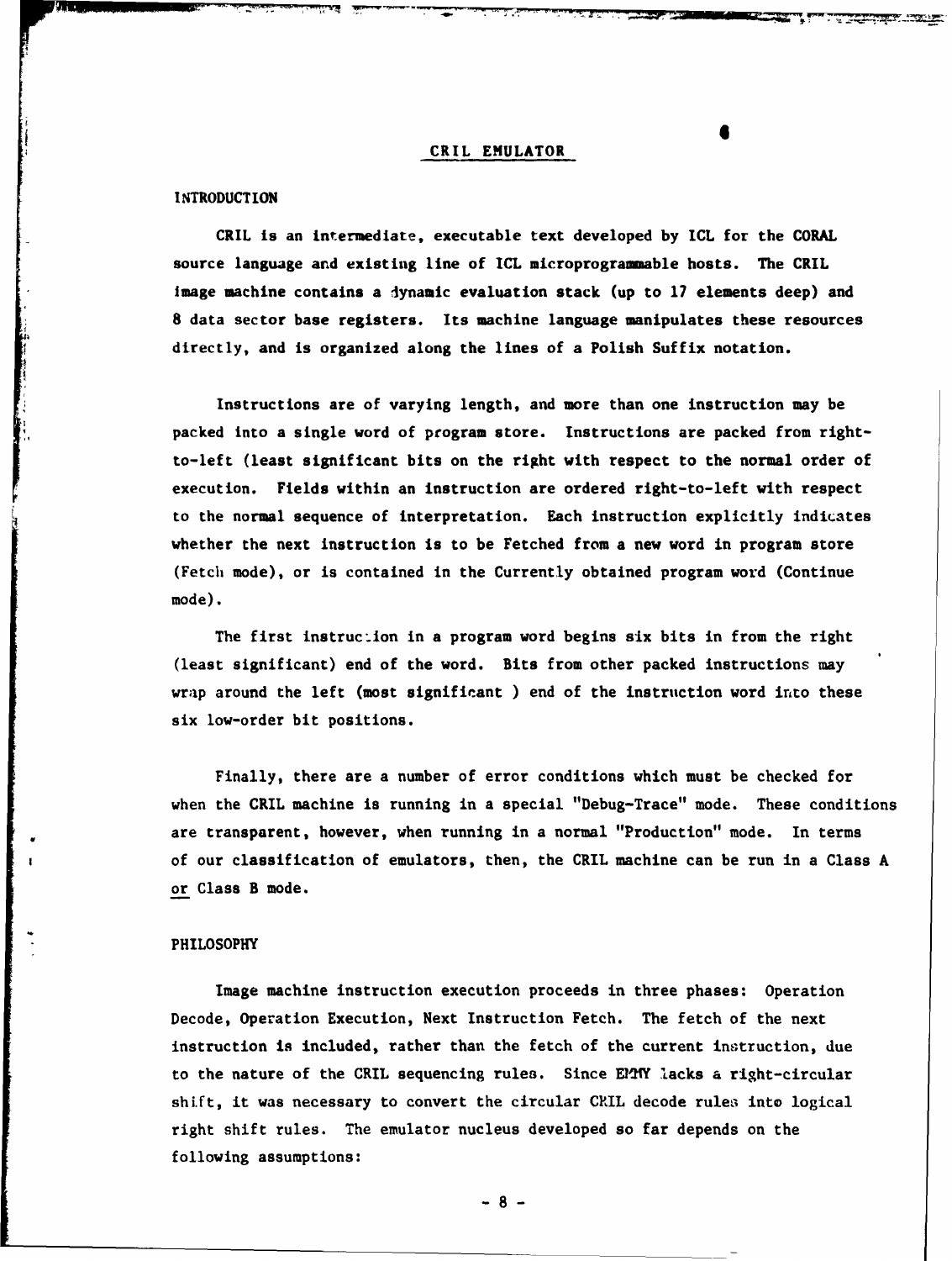## CRIL EMULATOR

### INTRODUCTION

CRIL is an intermediate, executable text developed by ICL for the CORAL source language and existing line of ICL microprogrammable hosts. The CRIL image machine contains a dynamic evaluation stack (up to 17 elements deep) and 8 data sector base registers. Its machine language manipulates these resources directly, and is organized along the lines of a Polish Suffix notation.

Instructions are of varying length, and more than one instruction may be packed into a single word of program store. Instructions are packed from right-to-left (least significant bits on the right with respect to the normal order of execution. Fields within an instruction are ordered right-to-left with respect to the normal sequence of interpretation. Each instruction explicitly indicates whether the next instruction is to be Fetched from a new word in program store (Fetch mode), or is contained in the Currently obtained program word (Continue mode).

The first instruction in a program word begins six bits in from the right (least significant) end of the word. Bits from other packed instructions may wrap around the left (most significant ) end of the instruction word into these six low-order bit positions.

Finally, there are a number of error conditions which must be checked for when the CRIL machine is running in a special "Debug-Trace" mode. These conditions are transparent, however, when running in a normal "Production" mode. In terms of our classification of emulators, then, the CRIL machine can be run in a Class A or Class B mode.

### PHILOSOPHY

Image machine instruction execution proceeds in three phases: Operation Decode, Operation Execution, Next Instruction Fetch. The fetch of the next instruction is included, rather than the fetch of the current instruction, due to the nature of the CRIL sequencing rules. Since EMMY lacks a right-circular shift, it was necessary to convert the circular CRIL decode rules into logical right shift rules. The emulator nucleus developed so far depends on the following assumptions: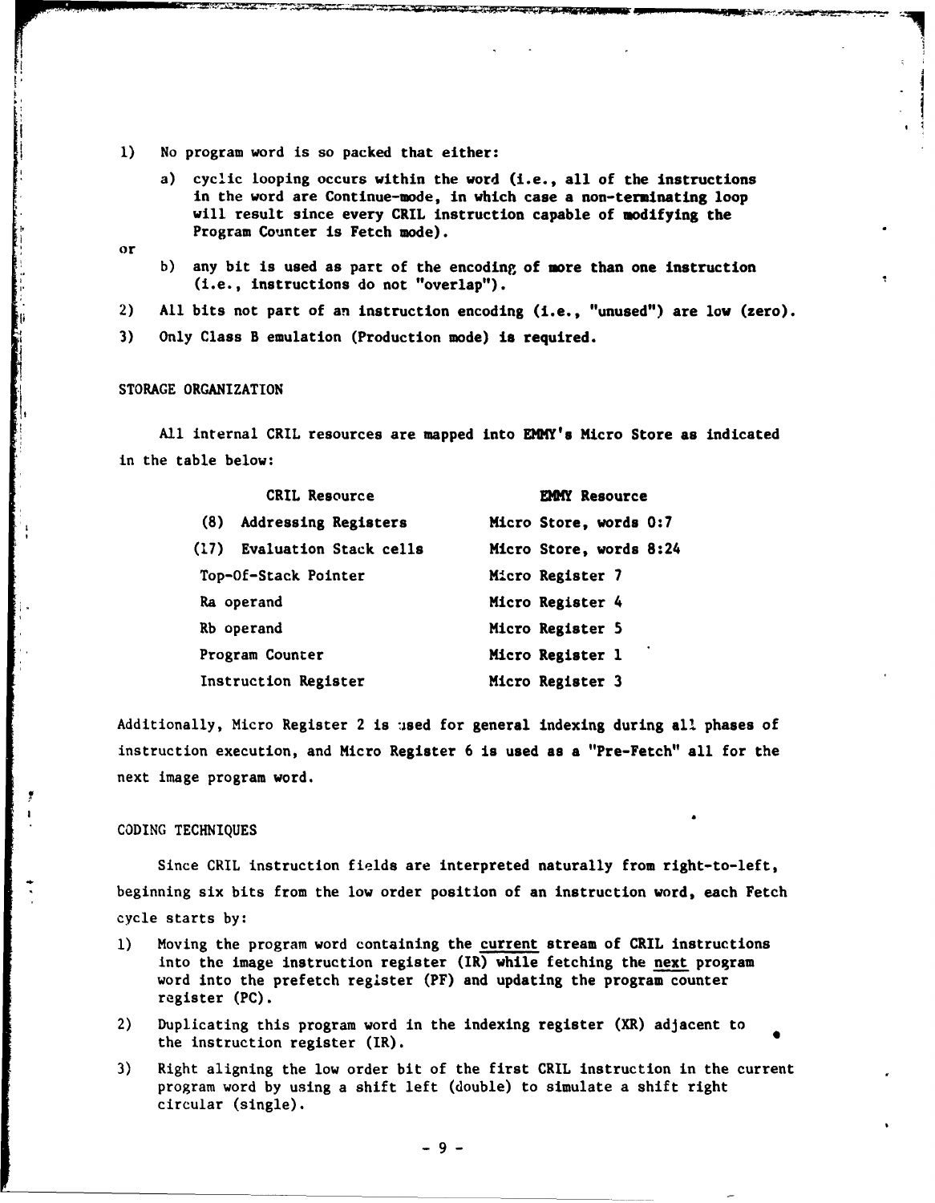1) No program word is so packed that either:

   a) cyclic looping occurs within the word (i.e., all of the instructions in the word are Continue-mode, in which case a non-terminating loop will result since every CRIL instruction capable of modifying the Program Counter is Fetch mode).

or

   b) any bit is used as part of the encoding of more than one instruction (i.e., instructions do not "overlap").

2) All bits not part of an instruction encoding (i.e., "unused") are low (zero).

3) Only Class B emulation (Production mode) is required.

STORAGE ORGANIZATION

All internal CRIL resources are mapped into EMMY's Micro Store as indicated in the table below:

| CRIL Resource | EMMY Resource |
|---|---|
| (8) Addressing Registers | Micro Store, words 0:7 |
| (17) Evaluation Stack cells | Micro Store, words 8:24 |
| Top-Of-Stack Pointer | Micro Register 7 |
| Ra operand | Micro Register 4 |
| Rb operand | Micro Register 5 |
| Program Counter | Micro Register 1 |
| Instruction Register | Micro Register 3 |

Additionally, Micro Register 2 is used for general indexing during all phases of instruction execution, and Micro Register 6 is used as a "Pre-Fetch" all for the next image program word.

CODING TECHNIQUES

Since CRIL instruction fields are interpreted naturally from right-to-left, beginning six bits from the low order position of an instruction word, each Fetch cycle starts by:

1) Moving the program word containing the current stream of CRIL instructions into the image instruction register (IR) while fetching the next program word into the prefetch register (PF) and updating the program counter register (PC).

2) Duplicating this program word in the indexing register (XR) adjacent to the instruction register (IR).

3) Right aligning the low order bit of the first CRIL instruction in the current program word by using a shift left (double) to simulate a shift right circular (single).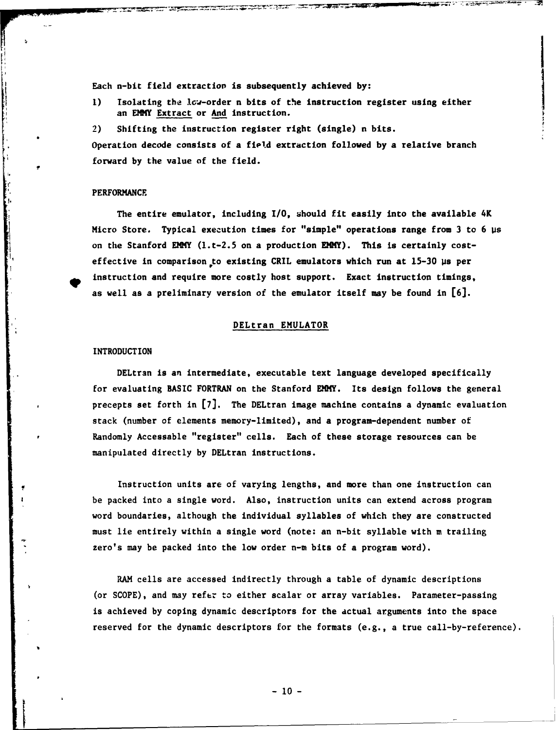Each n-bit field extraction is subsequently achieved by:

1) Isolating the low-order n bits of the instruction register using either an EMMY Extract or And instruction.

2) Shifting the instruction register right (single) n bits.

Operation decode consists of a field extraction followed by a relative branch forward by the value of the field.

### PERFORMANCE

The entire emulator, including I/O, should fit easily into the available 4K Micro Store. Typical execution times for "simple" operations range from 3 to 6 μs on the Stanford EMMY (1.t-2.5 on a production EMMY). This is certainly cost-effective in comparison to existing CRIL emulators which run at 15-30 μs per instruction and require more costly host support. Exact instruction timings, as well as a preliminary version of the emulator itself may be found in [6].

## DELtran EMULATOR

### INTRODUCTION

DELtran is an intermediate, executable text language developed specifically for evaluating BASIC FORTRAN on the Stanford EMMY. Its design follows the general precepts set forth in [7]. The DELtran image machine contains a dynamic evaluation stack (number of elements memory-limited), and a program-dependent number of Randomly Accessable "register" cells. Each of these storage resources can be manipulated directly by DELtran instructions.

Instruction units are of varying lengths, and more than one instruction can be packed into a single word. Also, instruction units can extend across program word boundaries, although the individual syllables of which they are constructed must lie entirely within a single word (note: an n-bit syllable with m trailing zero's may be packed into the low order n-m bits of a program word).

RAM cells are accessed indirectly through a table of dynamic descriptions (or SCOPE), and may refer to either scalar or array variables. Parameter-passing is achieved by coping dynamic descriptors for the actual arguments into the space reserved for the dynamic descriptors for the formats (e.g., a true call-by-reference).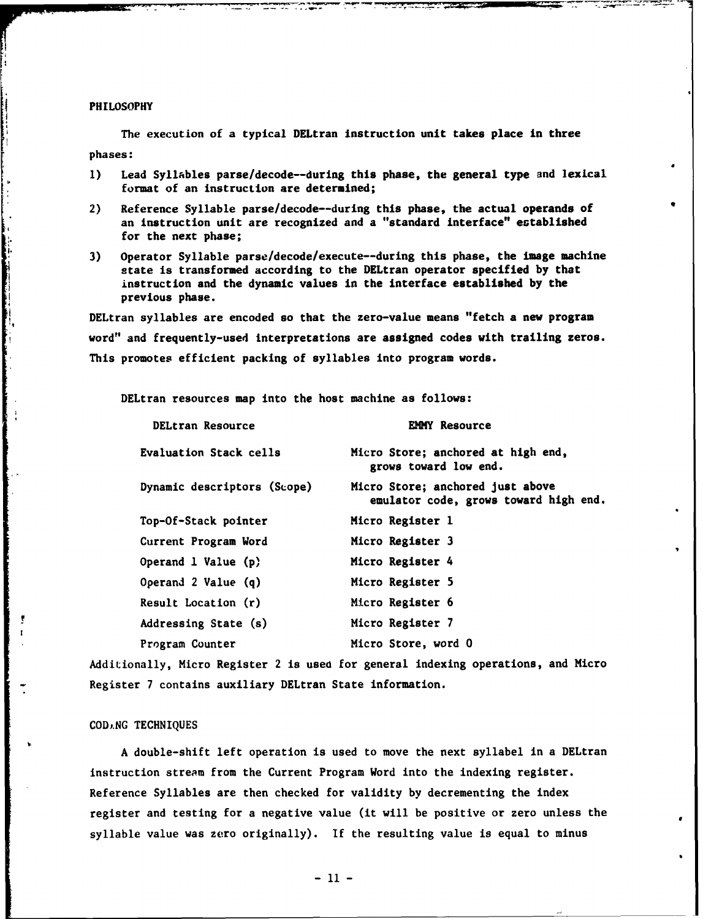## PHILOSOPHY

The execution of a typical DELtran instruction unit takes place in three phases:

1) Lead Syllables parse/decode--during this phase, the general type and lexical format of an instruction are determined;
2) Reference Syllable parse/decode--during this phase, the actual operands of an instruction unit are recognized and a "standard interface" established for the next phase;
3) Operator Syllable parse/decode/execute--during this phase, the image machine state is transformed according to the DELtran operator specified by that instruction and the dynamic values in the interface established by the previous phase.

DELtran syllables are encoded so that the zero-value means "fetch a new program word" and frequently-used interpretations are assigned codes with trailing zeros. This promotes efficient packing of syllables into program words.

DELtran resources map into the host machine as follows:

| DELtran Resource | EMMY Resource |
|---|---|
| Evaluation Stack cells | Micro Store; anchored at high end, grows toward low end. |
| Dynamic descriptors (Scope) | Micro Store; anchored just above emulator code, grows toward high end. |
| Top-Of-Stack pointer | Micro Register 1 |
| Current Program Word | Micro Register 3 |
| Operand 1 Value (p) | Micro Register 4 |
| Operand 2 Value (q) | Micro Register 5 |
| Result Location (r) | Micro Register 6 |
| Addressing State (s) | Micro Register 7 |
| Program Counter | Micro Store, word 0 |

Additionally, Micro Register 2 is used for general indexing operations, and Micro Register 7 contains auxiliary DELtran State information.

## CODING TECHNIQUES

A double-shift left operation is used to move the next syllabel in a DELtran instruction stream from the Current Program Word into the indexing register. Reference Syllables are then checked for validity by decrementing the index register and testing for a negative value (it will be positive or zero unless the syllable value was zero originally). If the resulting value is equal to minus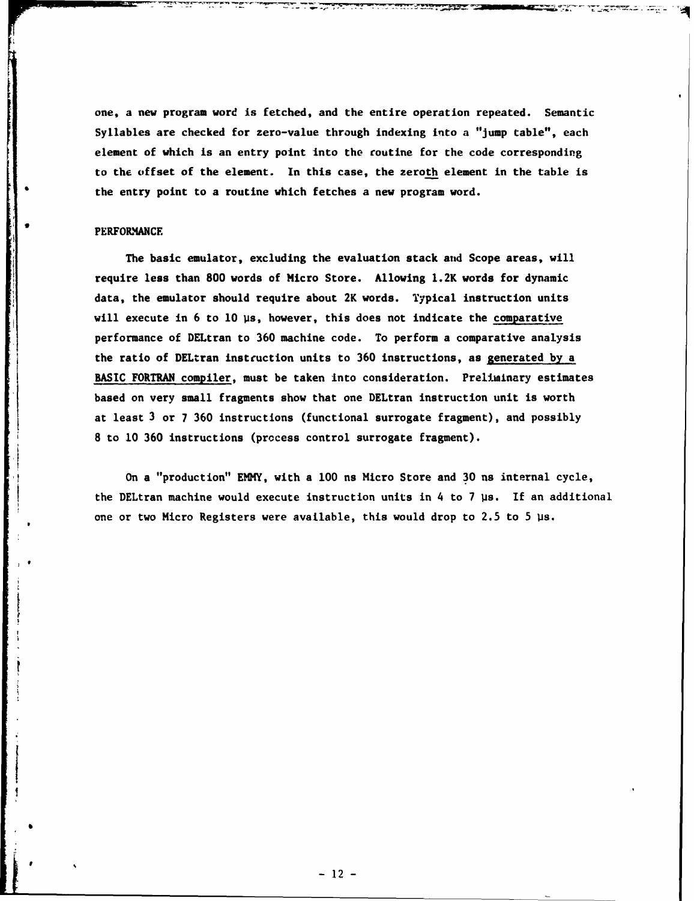one, a new program word is fetched, and the entire operation repeated. Semantic Syllables are checked for zero-value through indexing into a "jump table", each element of which is an entry point into the routine for the code corresponding to the offset of the element. In this case, the zeroth element in the table is the entry point to a routine which fetches a new program word.

## PERFORMANCE

The basic emulator, excluding the evaluation stack and Scope areas, will require less than 800 words of Micro Store. Allowing 1.2K words for dynamic data, the emulator should require about 2K words. Typical instruction units will execute in 6 to 10 μs, however, this does not indicate the comparative performance of DELtran to 360 machine code. To perform a comparative analysis the ratio of DELtran instruction units to 360 instructions, as generated by a BASIC FORTRAN compiler, must be taken into consideration. Preliminary estimates based on very small fragments show that one DELtran instruction unit is worth at least 3 or 7 360 instructions (functional surrogate fragment), and possibly 8 to 10 360 instructions (process control surrogate fragment).

On a "production" EMMY, with a 100 ns Micro Store and 30 ns internal cycle, the DELtran machine would execute instruction units in 4 to 7 μs. If an additional one or two Micro Registers were available, this would drop to 2.5 to 5 μs.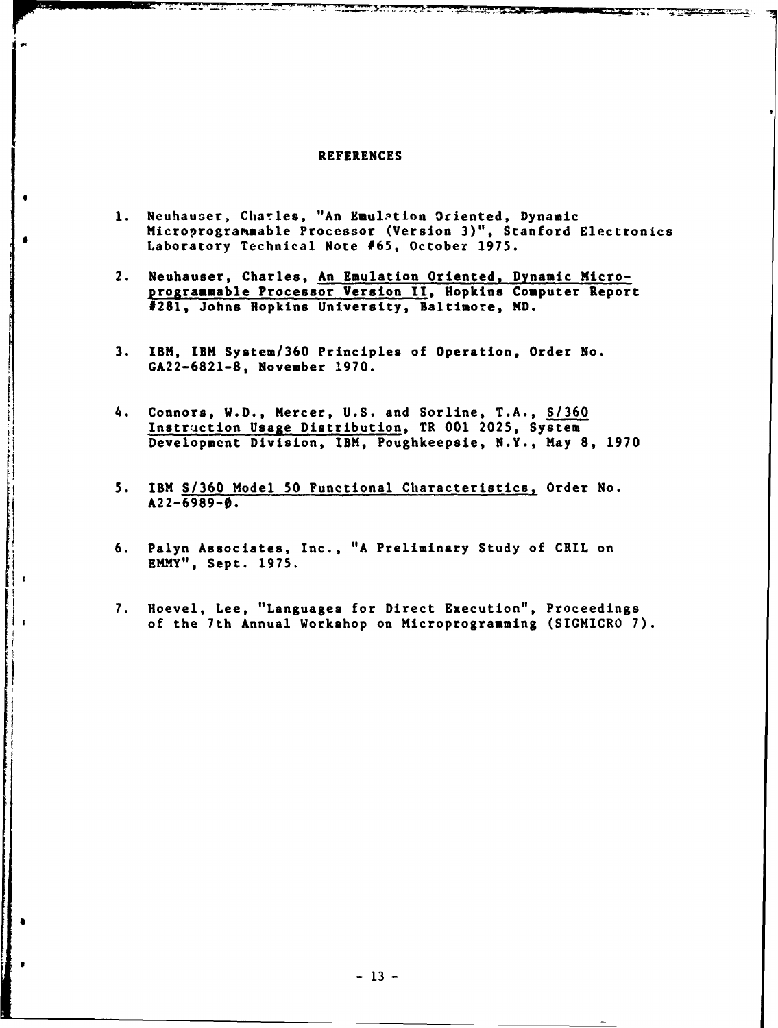# REFERENCES

1. Neuhauser, Charles, "An Emulation Oriented, Dynamic Microprogrammable Processor (Version 3)", Stanford Electronics Laboratory Technical Note #65, October 1975.

2. Neuhauser, Charles, An Emulation Oriented, Dynamic Microprogrammable Processor Version II, Hopkins Computer Report #281, Johns Hopkins University, Baltimore, MD.

3. IBM, IBM System/360 Principles of Operation, Order No. GA22-6821-8, November 1970.

4. Connors, W.D., Mercer, U.S. and Sorline, T.A., S/360 Instruction Usage Distribution, TR 001 2025, System Development Division, IBM, Poughkeepsie, N.Y., May 8, 1970

5. IBM S/360 Model 50 Functional Characteristics, Order No. A22-6989-0.

6. Palyn Associates, Inc., "A Preliminary Study of CRIL on EMMY", Sept. 1975.

7. Hoevel, Lee, "Languages for Direct Execution", Proceedings of the 7th Annual Workshop on Microprogramming (SIGMICRO 7).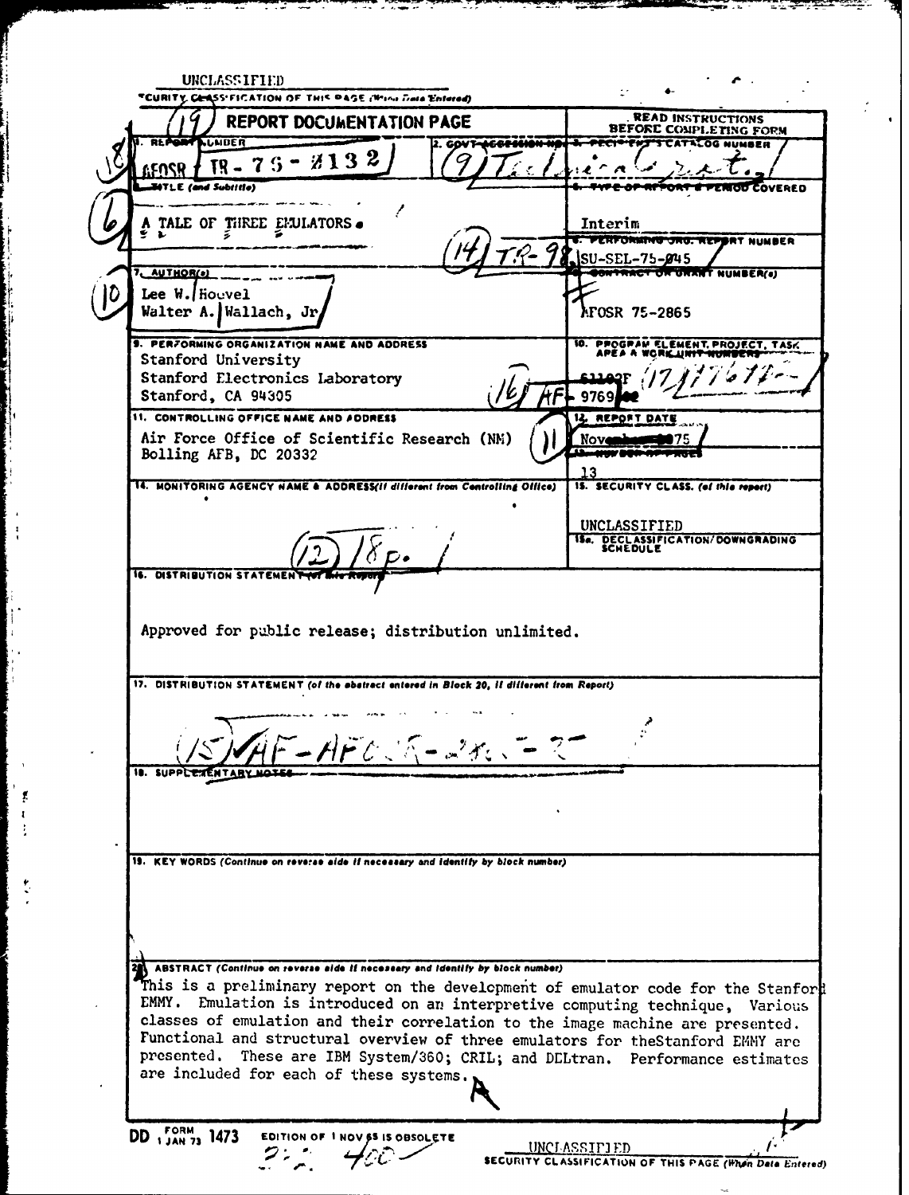UNCLASSIFIED

SECURITY CLASSIFICATION OF THIS PAGE (When Data Entered)

## REPORT DOCUMENTATION PAGE

READ INSTRUCTIONS BEFORE COMPLETING FORM

| | |
|---|---|
| 1. REPORT NUMBER: AFOSR - TR - 75 - 2132 | 2. GOVT ACCESSION NO. / 3. RECIPIENT'S CATALOG NUMBER |
| 4. TITLE (and Subtitle): A TALE OF THREE EMULATORS | 5. TYPE OF REPORT & PERIOD COVERED: Interim |
| | 6. PERFORMING ORG. REPORT NUMBER: SU-SEL-75-045 |
| 7. AUTHOR(s): Lee W. Hoevel, Walter A. Wallach, Jr | 8. CONTRACT OR GRANT NUMBER(s): AFOSR 75-2865 |
| 9. PERFORMING ORGANIZATION NAME AND ADDRESS: Stanford University, Stanford Electronics Laboratory, Stanford, CA 94305 | 10. PROGRAM ELEMENT, PROJECT, TASK AREA & WORK UNIT NUMBERS: 61102F, 9769-02 |
| 11. CONTROLLING OFFICE NAME AND ADDRESS: Air Force Office of Scientific Research (NM), Bolling AFB, DC 20332 | 12. REPORT DATE: November 1975 |
| | 13. NUMBER OF PAGES: 13 |
| 14. MONITORING AGENCY NAME & ADDRESS (if different from Controlling Office) | 15. SECURITY CLASS. (of this report): UNCLASSIFIED |
| | 15a. DECLASSIFICATION/DOWNGRADING SCHEDULE |

16. DISTRIBUTION STATEMENT (of this Report)

Approved for public release; distribution unlimited.

17. DISTRIBUTION STATEMENT (of the abstract entered in Block 20, if different from Report)

18. SUPPLEMENTARY NOTES

19. KEY WORDS (Continue on reverse side if necessary and identify by block number)

20. ABSTRACT (Continue on reverse side if necessary and identify by block number)

This is a preliminary report on the development of emulator code for the Stanford EMMY. Emulation is introduced on an interpretive computing technique, Various classes of emulation and their correlation to the image machine are presented. Functional and structural overview of three emulators for theStanford EMMY are presented. These are IBM System/360; CRIL; and DELtran. Performance estimates are included for each of these systems.

DD FORM 1 JAN 73 1473 EDITION OF 1 NOV 65 IS OBSOLETE

UNCLASSIFIED

SECURITY CLASSIFICATION OF THIS PAGE (When Data Entered)